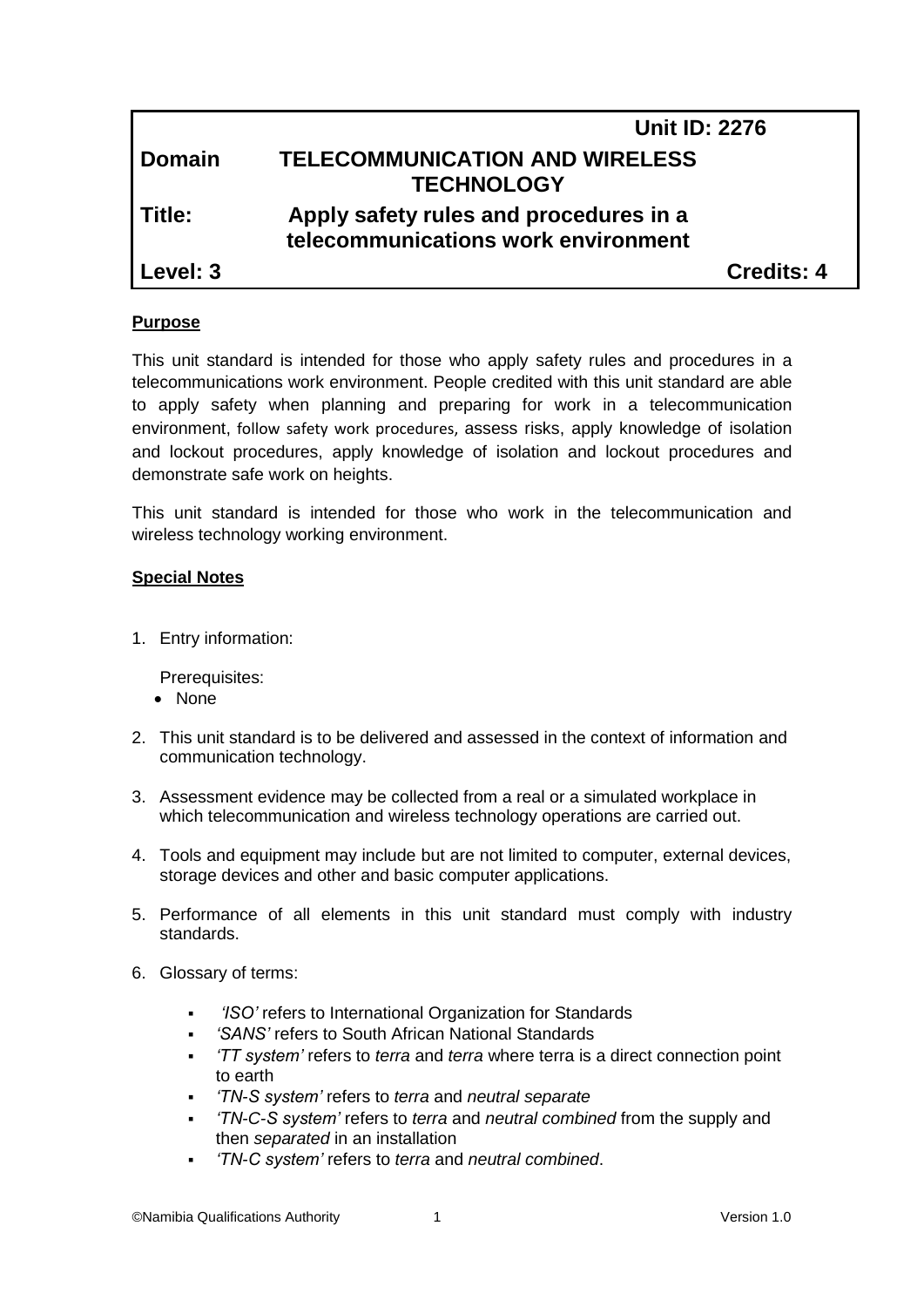| | | |
|---|---|---|
| | **Unit ID: 2276** | |
| **Domain** | **TELECOMMUNICATION AND WIRELESS TECHNOLOGY** | |
| **Title:** | **Apply safety rules and procedures in a telecommunications work environment** | |
| **Level: 3** | | **Credits: 4** |

**Purpose**

This unit standard is intended for those who apply safety rules and procedures in a telecommunications work environment. People credited with this unit standard are able to apply safety when planning and preparing for work in a telecommunication environment, follow safety work procedures, assess risks, apply knowledge of isolation and lockout procedures, apply knowledge of isolation and lockout procedures and demonstrate safe work on heights.

This unit standard is intended for those who work in the telecommunication and wireless technology working environment.

**Special Notes**

1. Entry information:

   Prerequisites:
   - None

2. This unit standard is to be delivered and assessed in the context of information and communication technology.

3. Assessment evidence may be collected from a real or a simulated workplace in which telecommunication and wireless technology operations are carried out.

4. Tools and equipment may include but are not limited to computer, external devices, storage devices and other and basic computer applications.

5. Performance of all elements in this unit standard must comply with industry standards.

6. Glossary of terms:

   - *'ISO'* refers to International Organization for Standards
   - *'SANS'* refers to South African National Standards
   - *'TT system'* refers to *terra* and *terra* where terra is a direct connection point to earth
   - *'TN-S system'* refers to *terra* and *neutral separate*
   - *'TN-C-S system'* refers to *terra* and *neutral combined* from the supply and then *separated* in an installation
   - *'TN-C system'* refers to *terra* and *neutral combined*.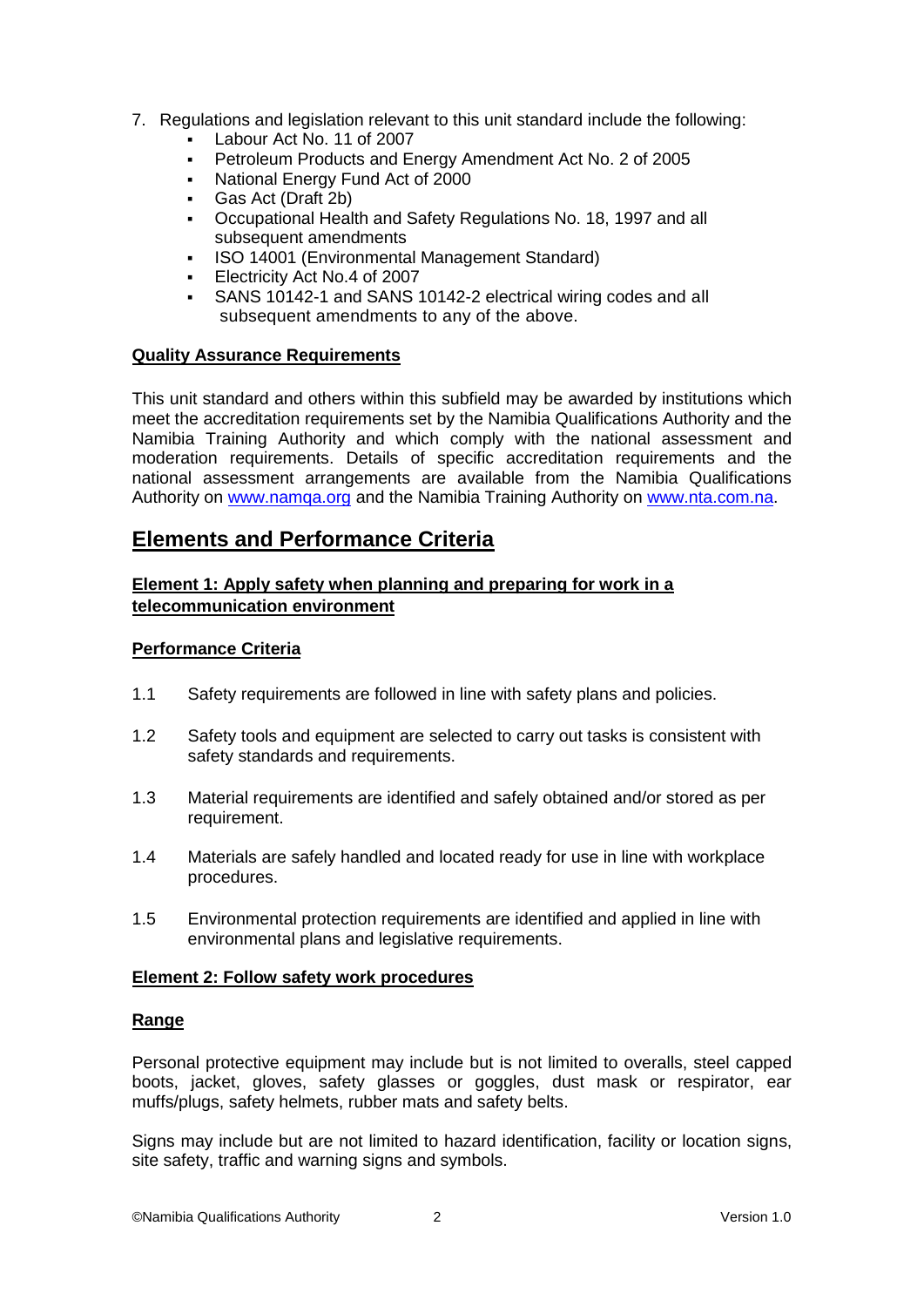7. Regulations and legislation relevant to this unit standard include the following:
    - Labour Act No. 11 of 2007
    - Petroleum Products and Energy Amendment Act No. 2 of 2005
    - National Energy Fund Act of 2000
    - Gas Act (Draft 2b)
    - Occupational Health and Safety Regulations No. 18, 1997 and all subsequent amendments
    - ISO 14001 (Environmental Management Standard)
    - Electricity Act No.4 of 2007
    - SANS 10142-1 and SANS 10142-2 electrical wiring codes and all subsequent amendments to any of the above.

**Quality Assurance Requirements**

This unit standard and others within this subfield may be awarded by institutions which meet the accreditation requirements set by the Namibia Qualifications Authority and the Namibia Training Authority and which comply with the national assessment and moderation requirements. Details of specific accreditation requirements and the national assessment arrangements are available from the Namibia Qualifications Authority on www.namqa.org and the Namibia Training Authority on www.nta.com.na.

# Elements and Performance Criteria

**Element 1: Apply safety when planning and preparing for work in a telecommunication environment**

**Performance Criteria**

1.1 Safety requirements are followed in line with safety plans and policies.

1.2 Safety tools and equipment are selected to carry out tasks is consistent with safety standards and requirements.

1.3 Material requirements are identified and safely obtained and/or stored as per requirement.

1.4 Materials are safely handled and located ready for use in line with workplace procedures.

1.5 Environmental protection requirements are identified and applied in line with environmental plans and legislative requirements.

**Element 2: Follow safety work procedures**

**Range**

Personal protective equipment may include but is not limited to overalls, steel capped boots, jacket, gloves, safety glasses or goggles, dust mask or respirator, ear muffs/plugs, safety helmets, rubber mats and safety belts.

Signs may include but are not limited to hazard identification, facility or location signs, site safety, traffic and warning signs and symbols.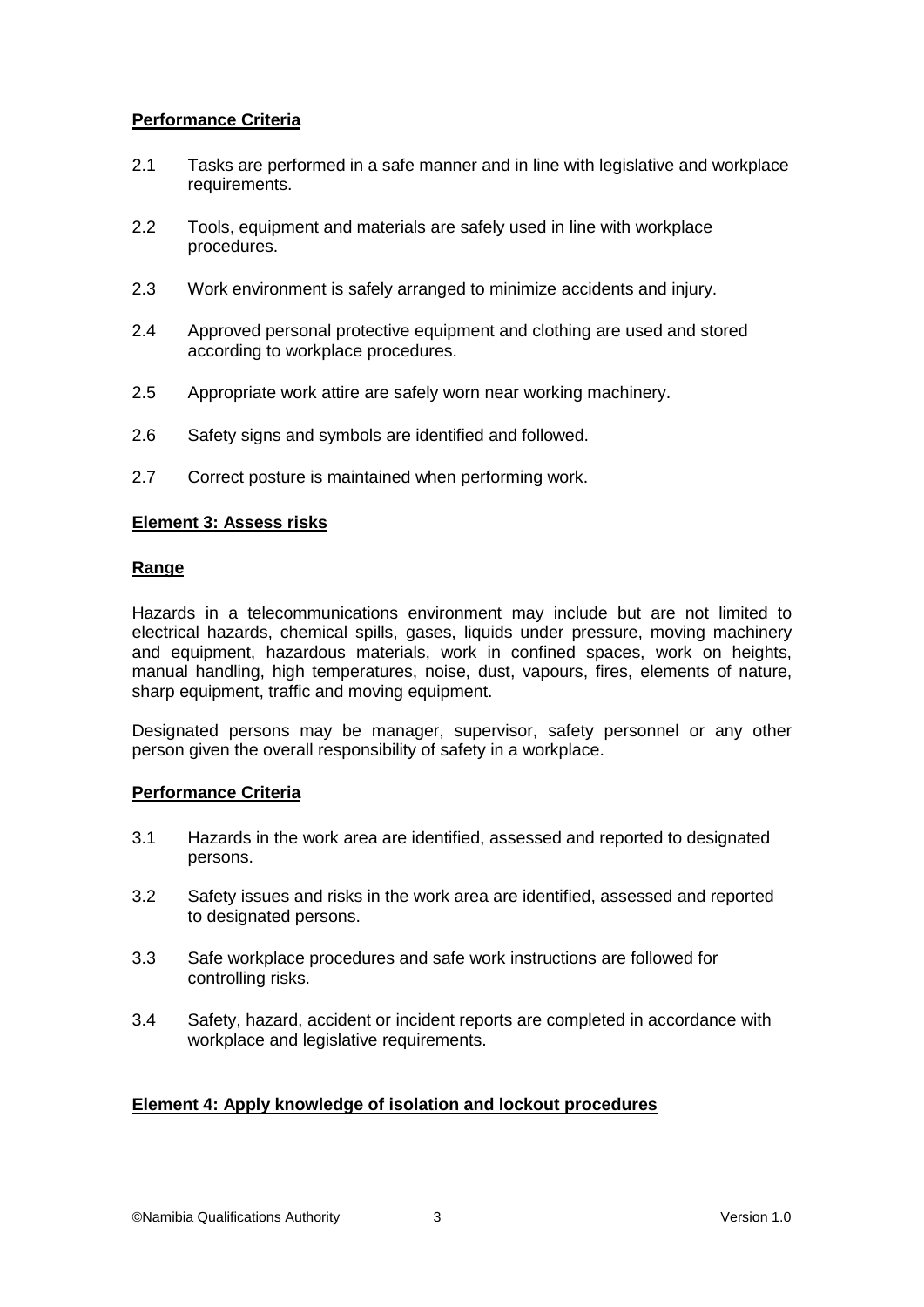**Performance Criteria**

2.1 Tasks are performed in a safe manner and in line with legislative and workplace requirements.

2.2 Tools, equipment and materials are safely used in line with workplace procedures.

2.3 Work environment is safely arranged to minimize accidents and injury.

2.4 Approved personal protective equipment and clothing are used and stored according to workplace procedures.

2.5 Appropriate work attire are safely worn near working machinery.

2.6 Safety signs and symbols are identified and followed.

2.7 Correct posture is maintained when performing work.

**Element 3: Assess risks**

**Range**

Hazards in a telecommunications environment may include but are not limited to electrical hazards, chemical spills, gases, liquids under pressure, moving machinery and equipment, hazardous materials, work in confined spaces, work on heights, manual handling, high temperatures, noise, dust, vapours, fires, elements of nature, sharp equipment, traffic and moving equipment.

Designated persons may be manager, supervisor, safety personnel or any other person given the overall responsibility of safety in a workplace.

**Performance Criteria**

3.1 Hazards in the work area are identified, assessed and reported to designated persons.

3.2 Safety issues and risks in the work area are identified, assessed and reported to designated persons.

3.3 Safe workplace procedures and safe work instructions are followed for controlling risks.

3.4 Safety, hazard, accident or incident reports are completed in accordance with workplace and legislative requirements.

**Element 4: Apply knowledge of isolation and lockout procedures**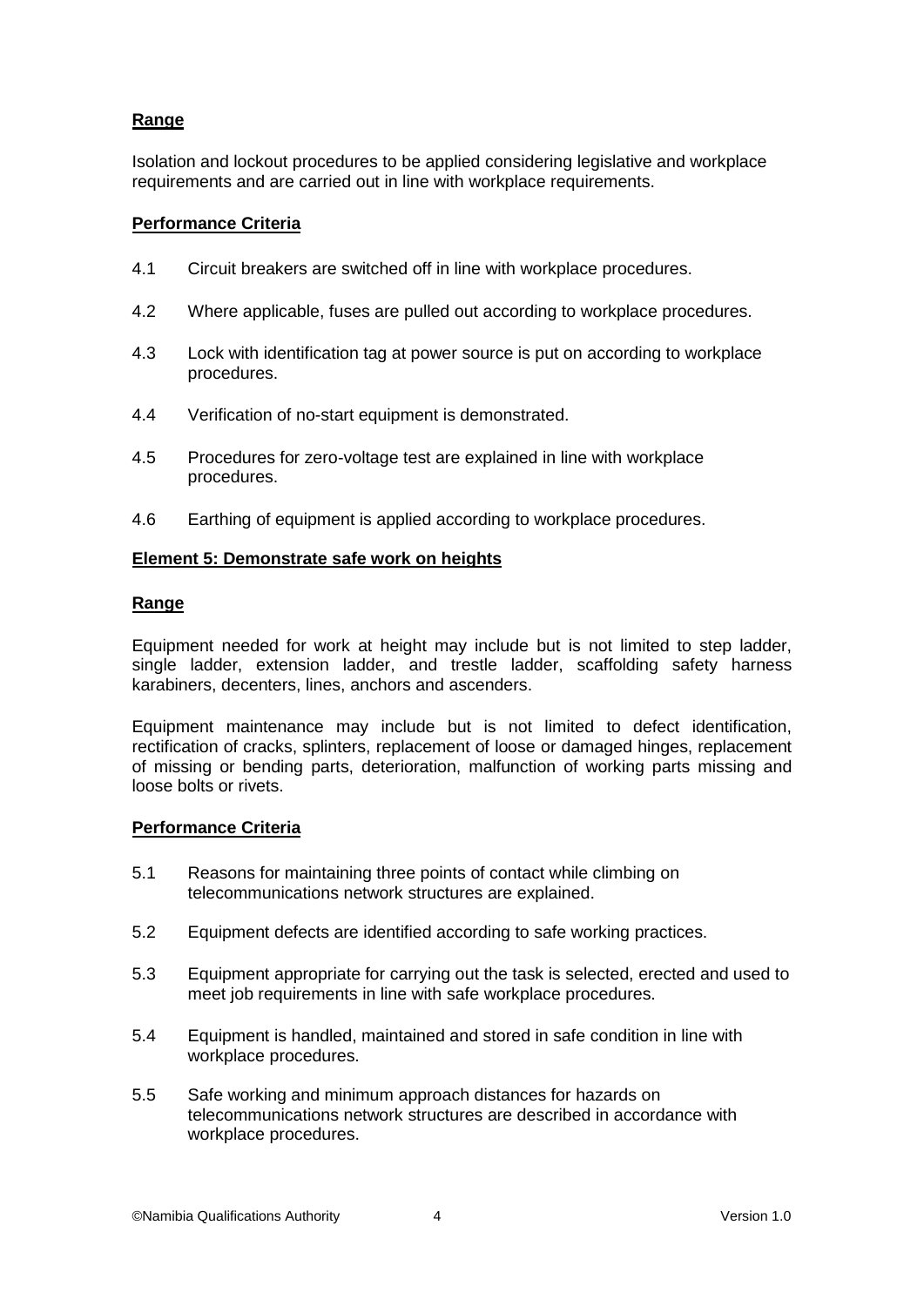**Range**

Isolation and lockout procedures to be applied considering legislative and workplace requirements and are carried out in line with workplace requirements.

**Performance Criteria**

4.1 Circuit breakers are switched off in line with workplace procedures.

4.2 Where applicable, fuses are pulled out according to workplace procedures.

4.3 Lock with identification tag at power source is put on according to workplace procedures.

4.4 Verification of no-start equipment is demonstrated.

4.5 Procedures for zero-voltage test are explained in line with workplace procedures.

4.6 Earthing of equipment is applied according to workplace procedures.

**Element 5: Demonstrate safe work on heights**

**Range**

Equipment needed for work at height may include but is not limited to step ladder, single ladder, extension ladder, and trestle ladder, scaffolding safety harness karabiners, decenters, lines, anchors and ascenders.

Equipment maintenance may include but is not limited to defect identification, rectification of cracks, splinters, replacement of loose or damaged hinges, replacement of missing or bending parts, deterioration, malfunction of working parts missing and loose bolts or rivets.

**Performance Criteria**

5.1 Reasons for maintaining three points of contact while climbing on telecommunications network structures are explained.

5.2 Equipment defects are identified according to safe working practices.

5.3 Equipment appropriate for carrying out the task is selected, erected and used to meet job requirements in line with safe workplace procedures.

5.4 Equipment is handled, maintained and stored in safe condition in line with workplace procedures.

5.5 Safe working and minimum approach distances for hazards on telecommunications network structures are described in accordance with workplace procedures.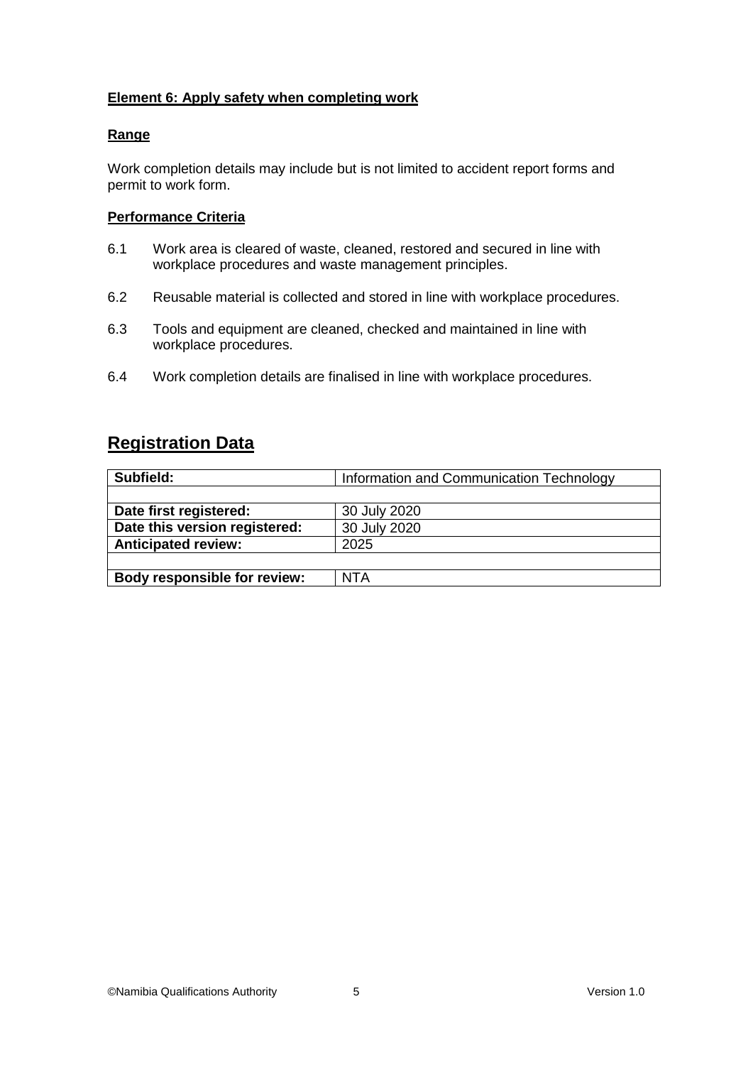**Element 6: Apply safety when completing work**

**Range**

Work completion details may include but is not limited to accident report forms and permit to work form.

**Performance Criteria**

6.1 Work area is cleared of waste, cleaned, restored and secured in line with workplace procedures and waste management principles.

6.2 Reusable material is collected and stored in line with workplace procedures.

6.3 Tools and equipment are cleaned, checked and maintained in line with workplace procedures.

6.4 Work completion details are finalised in line with workplace procedures.

## Registration Data

| | |
|---|---|
| **Subfield:** | Information and Communication Technology |
| | |
| **Date first registered:** | 30 July 2020 |
| **Date this version registered:** | 30 July 2020 |
| **Anticipated review:** | 2025 |
| | |
| **Body responsible for review:** | NTA |